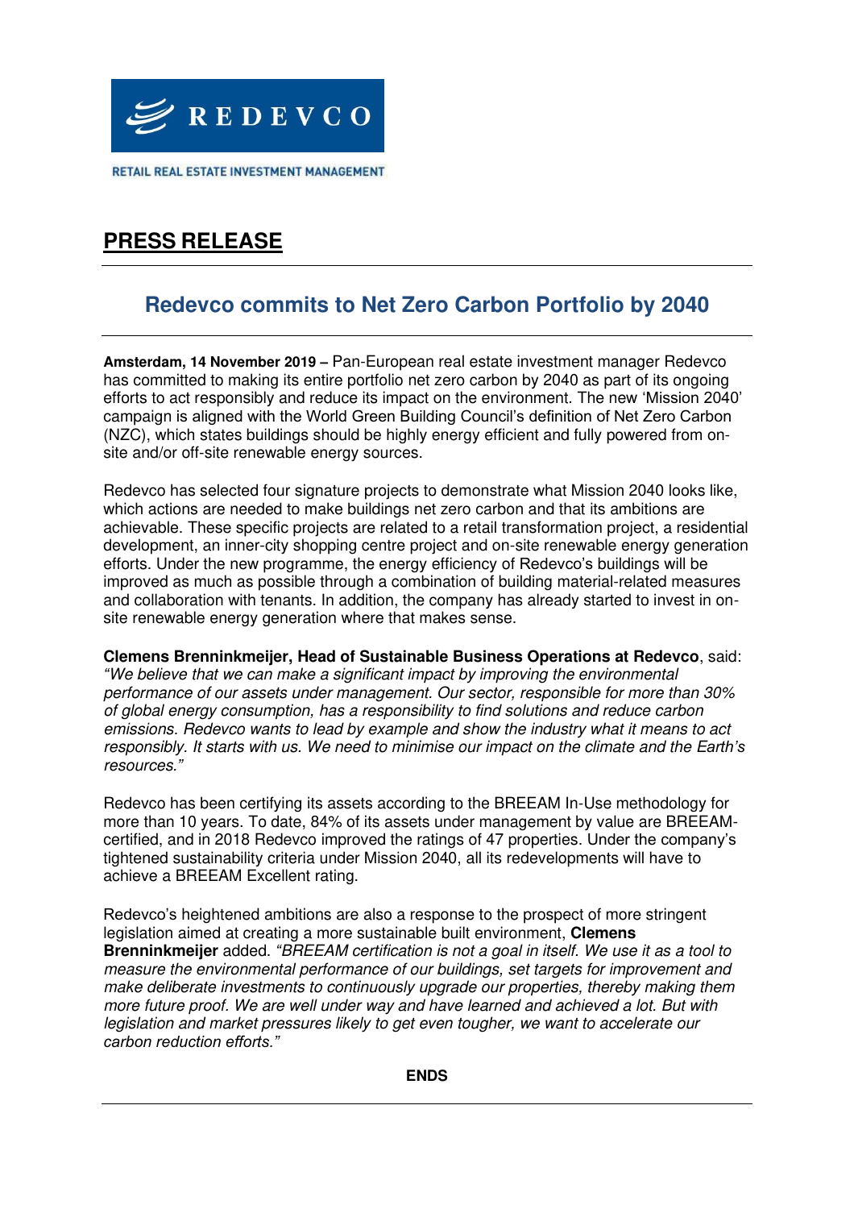REDEVCO

RETAIL REAL ESTATE INVESTMENT MANAGEMENT

# PRESS RELEASE

## Redevco commits to Net Zero Carbon Portfolio by 2040

**Amsterdam, 14 November 2019 –** Pan-European real estate investment manager Redevco has committed to making its entire portfolio net zero carbon by 2040 as part of its ongoing efforts to act responsibly and reduce its impact on the environment. The new 'Mission 2040' campaign is aligned with the World Green Building Council's definition of Net Zero Carbon (NZC), which states buildings should be highly energy efficient and fully powered from on-site and/or off-site renewable energy sources.

Redevco has selected four signature projects to demonstrate what Mission 2040 looks like, which actions are needed to make buildings net zero carbon and that its ambitions are achievable. These specific projects are related to a retail transformation project, a residential development, an inner-city shopping centre project and on-site renewable energy generation efforts. Under the new programme, the energy efficiency of Redevco's buildings will be improved as much as possible through a combination of building material-related measures and collaboration with tenants. In addition, the company has already started to invest in on-site renewable energy generation where that makes sense.

**Clemens Brenninkmeijer, Head of Sustainable Business Operations at Redevco**, said: *"We believe that we can make a significant impact by improving the environmental performance of our assets under management. Our sector, responsible for more than 30% of global energy consumption, has a responsibility to find solutions and reduce carbon emissions. Redevco wants to lead by example and show the industry what it means to act responsibly. It starts with us. We need to minimise our impact on the climate and the Earth's resources."*

Redevco has been certifying its assets according to the BREEAM In-Use methodology for more than 10 years. To date, 84% of its assets under management by value are BREEAM-certified, and in 2018 Redevco improved the ratings of 47 properties. Under the company's tightened sustainability criteria under Mission 2040, all its redevelopments will have to achieve a BREEAM Excellent rating.

Redevco's heightened ambitions are also a response to the prospect of more stringent legislation aimed at creating a more sustainable built environment, **Clemens Brenninkmeijer** added. *"BREEAM certification is not a goal in itself. We use it as a tool to measure the environmental performance of our buildings, set targets for improvement and make deliberate investments to continuously upgrade our properties, thereby making them more future proof. We are well under way and have learned and achieved a lot. But with legislation and market pressures likely to get even tougher, we want to accelerate our carbon reduction efforts."*

**ENDS**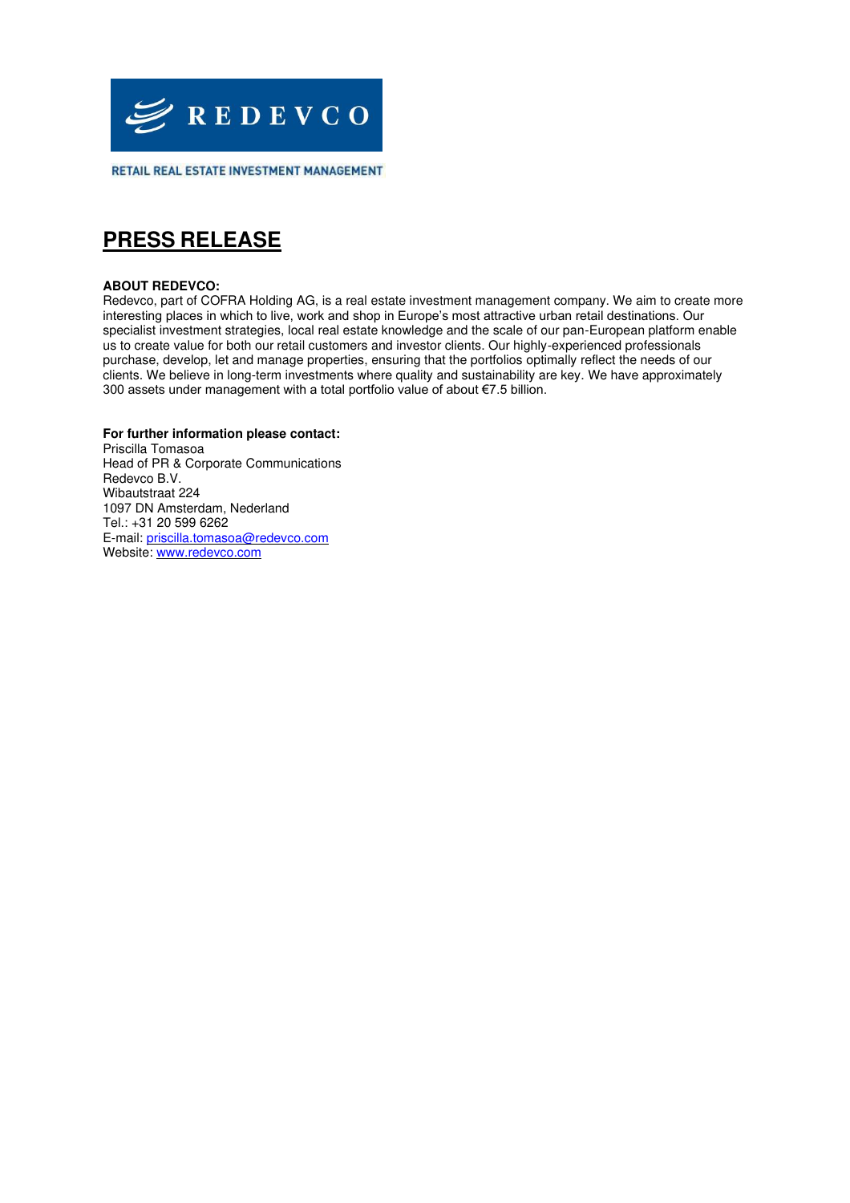REDEVCO

RETAIL REAL ESTATE INVESTMENT MANAGEMENT

# PRESS RELEASE

**ABOUT REDEVCO:**
Redevco, part of COFRA Holding AG, is a real estate investment management company. We aim to create more interesting places in which to live, work and shop in Europe's most attractive urban retail destinations. Our specialist investment strategies, local real estate knowledge and the scale of our pan-European platform enable us to create value for both our retail customers and investor clients. Our highly-experienced professionals purchase, develop, let and manage properties, ensuring that the portfolios optimally reflect the needs of our clients. We believe in long-term investments where quality and sustainability are key. We have approximately 300 assets under management with a total portfolio value of about €7.5 billion.

**For further information please contact:**
Priscilla Tomasoa
Head of PR & Corporate Communications
Redevco B.V.
Wibautstraat 224
1097 DN Amsterdam, Nederland
Tel.: +31 20 599 6262
E-mail: priscilla.tomasoa@redevco.com
Website: www.redevco.com